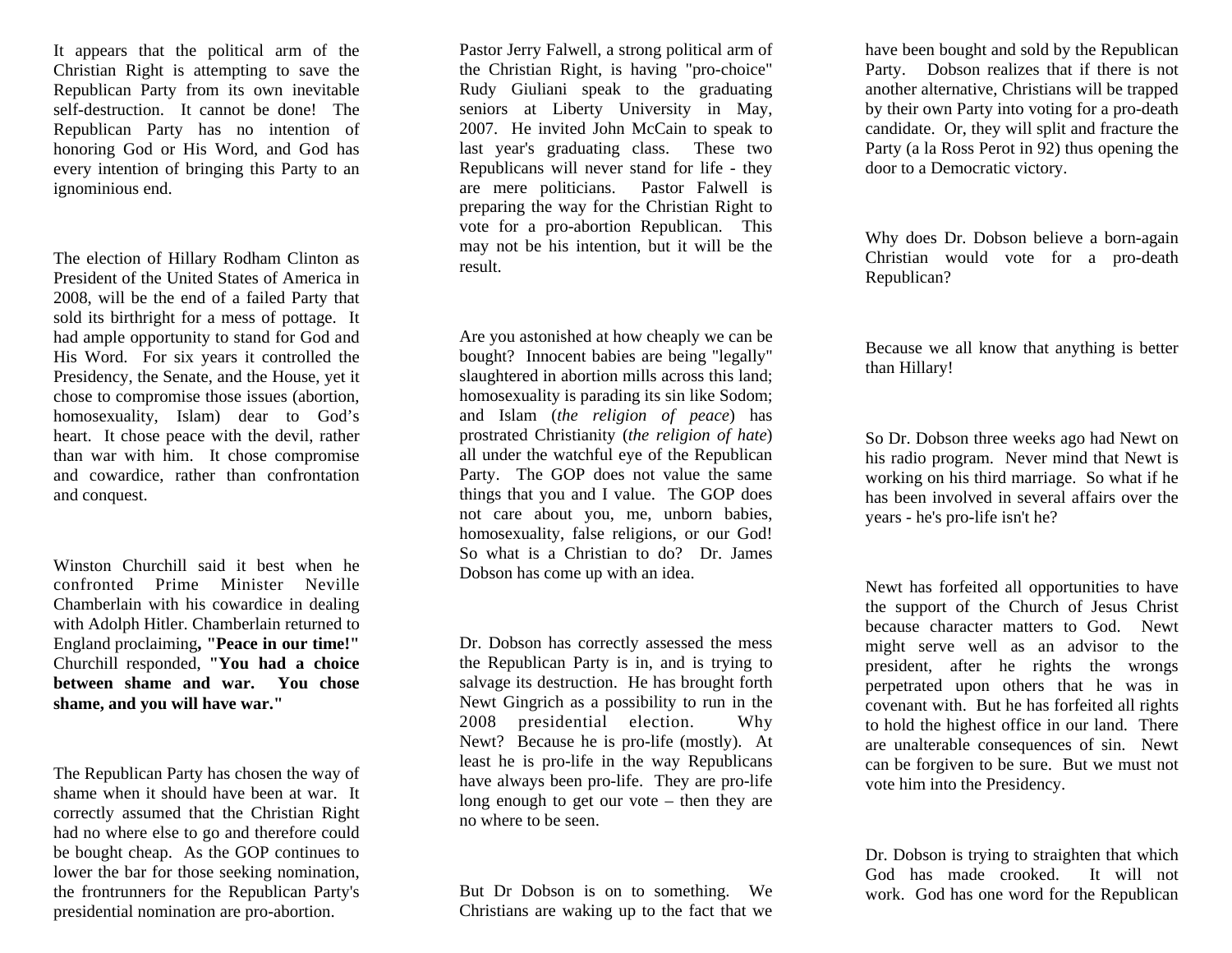It appears that the political arm of the Christian Right is attempting to save the Republican Party from its own inevitable self-destruction. It cannot be done! The Republican Party has no intention of honoring God or His Word, and God has every intention of bringing this Party to an ignominious end.

The election of Hillary Rodham Clinton as President of the United States of America in 2008, will be the end of a failed Party that sold its birthright for a mess of pottage. It had ample opportunity to stand for God and His Word. For six years it controlled the Presidency, the Senate, and the House, yet it chose to compromise those issues (abortion, homosexuality, Islam) dear to God's heart. It chose peace with the devil, rather than war with him. It chose compromise and cowardice, rather than confrontation and conquest.

Winston Churchill said it best when he confronted Prime Minister Neville Chamberlain with his cowardice in dealing with Adolph Hitler. Chamberlain returned to England proclaiming**, "Peace in our time!"** Churchill responded, **"You had a choice between shame and war. You chose shame, and you will have war."**

The Republican Party has chosen the way of shame when it should have been at war. It correctly assumed that the Christian Right had no where else to go and therefore could be bought cheap. As the GOP continues to lower the bar for those seeking nomination, the frontrunners for the Republican Party's presidential nomination are pro-abortion.

Pastor Jerry Falwell, a strong political arm of the Christian Right, is having "pro-choice" Rudy Giuliani speak to the graduating seniors at Liberty University in May, 2007. He invited John McCain to speak to last year's graduating class. These two Republicans will never stand for life - they are mere politicians. Pastor Falwell is preparing the way for the Christian Right to vote for a pro-abortion Republican. This may not be his intention, but it will be the result.

Are you astonished at how cheaply we can be bought? Innocent babies are being "legally" slaughtered in abortion mills across this land; homosexuality is parading its sin like Sodom; and Islam (*the religion of peace*) has prostrated Christianity (*the religion of hate*) all under the watchful eye of the Republican Party. The GOP does not value the same things that you and I value. The GOP does not care about you, me, unborn babies, homosexuality, false religions, or our God! So what is a Christian to do? Dr. James Dobson has come up with an idea.

Dr. Dobson has correctly assessed the mess the Republican Party is in, and is trying to salvage its destruction. He has brought forth Newt Gingrich as a possibility to run in the 2008 presidential election. Why Newt? Because he is pro-life (mostly). At least he is pro-life in the way Republicans have always been pro-life. They are pro-life long enough to get our vote – then they are no where to be seen.

But Dr Dobson is on to something. We Christians are waking up to the fact that we have been bought and sold by the Republican Party. Dobson realizes that if there is not another alternative, Christians will be trapped by their own Party into voting for a pro-death candidate. Or, they will split and fracture the Party (a la Ross Perot in 92) thus opening the door to a Democratic victory.

Why does Dr. Dobson believe a born-again Christian would vote for a pro-death Republican?

Because we all know that anything is better than Hillary!

So Dr. Dobson three weeks ago had Newt on his radio program. Never mind that Newt is working on his third marriage. So what if he has been involved in several affairs over the years - he's pro-life isn't he?

Newt has forfeited all opportunities to have the support of the Church of Jesus Christ because character matters to God. Newt might serve well as an advisor to the president, after he rights the wrongs perpetrated upon others that he was in covenant with. But he has forfeited all rights to hold the highest office in our land. There are unalterable consequences of sin. Newt can be forgiven to be sure. But we must not vote him into the Presidency.

Dr. Dobson is trying to straighten that which God has made crooked. It will not work. God has one word for the Republican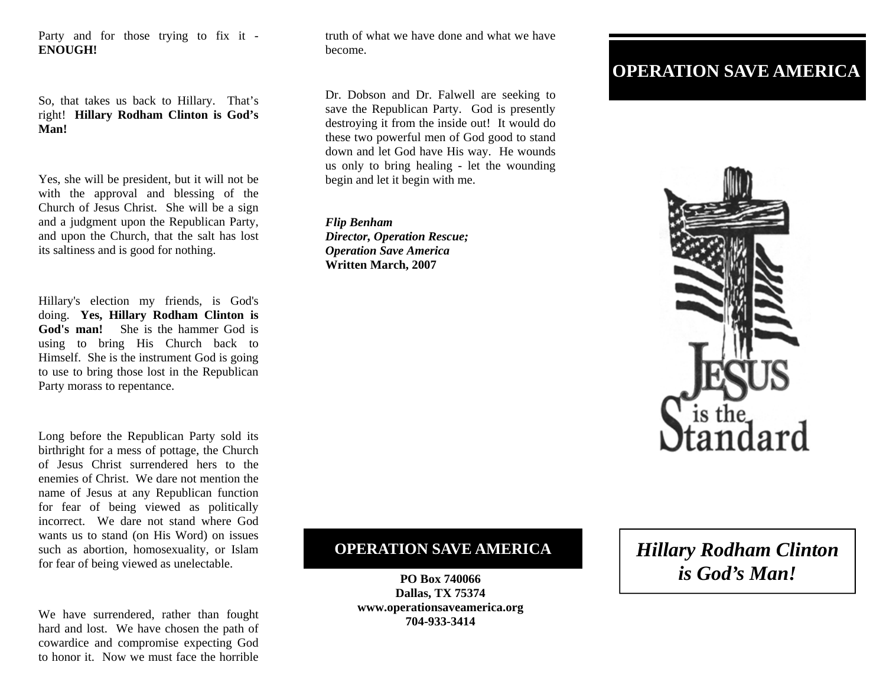Party and for those trying to fix it - **ENOUGH!**

So, that takes us back to Hillary. That's right! **Hillary Rodham Clinton is God's Man!**

Yes, she will be president, but it will not be with the approval and blessing of the Church of Jesus Christ. She will be a sign and a judgment upon the Republican Party, and upon the Church, that the salt has lost its saltiness and is good for nothing.

Hillary's election my friends, is God's doing. **Yes, Hillary Rodham Clinton is God's man!** She is the hammer God is using to bring His Church back to Himself. She is the instrument God is going to use to bring those lost in the Republican Party morass to repentance.

Long before the Republican Party sold its birthright for a mess of pottage, the Church of Jesus Christ surrendered hers to the enemies of Christ. We dare not mention the name of Jesus at any Republican function for fear of being viewed as politically incorrect. We dare not stand where God wants us to stand (on His Word) on issues such as abortion, homosexuality, or Islam for fear of being viewed as unelectable.

We have surrendered, rather than fought hard and lost. We have chosen the path of cowardice and compromise expecting God to honor it. Now we must face the horrible truth of what we have done and what we have become.

Dr. Dobson and Dr. Falwell are seeking to save the Republican Party. God is presently destroying it from the inside out! It would do these two powerful men of God good to stand down and let God have His way. He wounds us only to bring healing - let the wounding begin and let it begin with me.

***Flip Benham***
***Director, Operation Rescue;***
***Operation Save America***
**Written March, 2007**

## OPERATION SAVE AMERICA

**PO Box 740066**
**Dallas, TX 75374**
**www.operationsaveamerica.org**
**704-933-3414**

# OPERATION SAVE AMERICA

JESUS is the Standard

***Hillary Rodham Clinton is God's Man!***